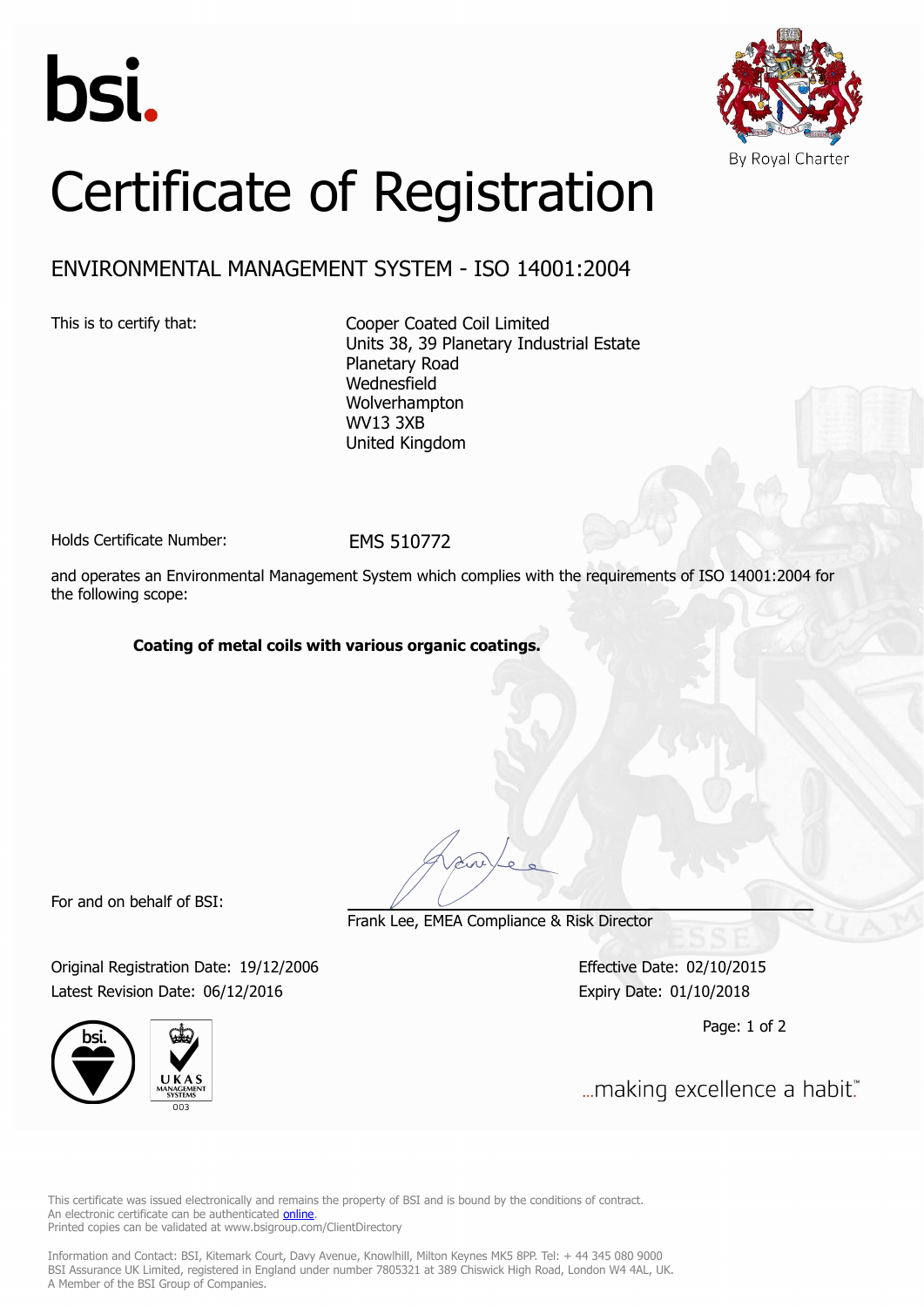bsi.

By Royal Charter

# Certificate of Registration

## ENVIRONMENTAL MANAGEMENT SYSTEM - ISO 14001:2004

This is to certify that:

Cooper Coated Coil Limited
Units 38, 39 Planetary Industrial Estate
Planetary Road
Wednesfield
Wolverhampton
WV13 3XB
United Kingdom

Holds Certificate Number: EMS 510772

and operates an Environmental Management System which complies with the requirements of ISO 14001:2004 for the following scope:

**Coating of metal coils with various organic coatings.**

For and on behalf of BSI:

Frank Lee, EMEA Compliance & Risk Director

Original Registration Date: 19/12/2006
Latest Revision Date: 06/12/2016

Effective Date: 02/10/2015
Expiry Date: 01/10/2018

...making excellence a habit.™

This certificate was issued electronically and remains the property of BSI and is bound by the conditions of contract.
An electronic certificate can be authenticated online.
Printed copies can be validated at www.bsigroup.com/ClientDirectory

Information and Contact: BSI, Kitemark Court, Davy Avenue, Knowlhill, Milton Keynes MK5 8PP. Tel: + 44 345 080 9000
BSI Assurance UK Limited, registered in England under number 7805321 at 389 Chiswick High Road, London W4 4AL, UK.
A Member of the BSI Group of Companies.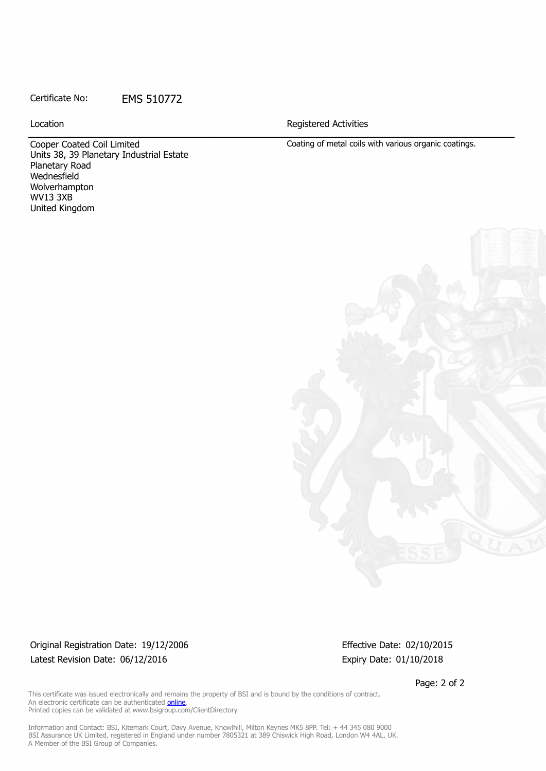Certificate No: EMS 510772

| Location | Registered Activities |
| --- | --- |
| Cooper Coated Coil Limited<br>Units 38, 39 Planetary Industrial Estate<br>Planetary Road<br>Wednesfield<br>Wolverhampton<br>WV13 3XB<br>United Kingdom | Coating of metal coils with various organic coatings. |

Original Registration Date: 19/12/2006

Latest Revision Date: 06/12/2016

Effective Date: 02/10/2015

Expiry Date: 01/10/2018

This certificate was issued electronically and remains the property of BSI and is bound by the conditions of contract.
An electronic certificate can be authenticated online.
Printed copies can be validated at www.bsigroup.com/ClientDirectory

Information and Contact: BSI, Kitemark Court, Davy Avenue, Knowlhill, Milton Keynes MK5 8PP. Tel: + 44 345 080 9000
BSI Assurance UK Limited, registered in England under number 7805321 at 389 Chiswick High Road, London W4 4AL, UK.
A Member of the BSI Group of Companies.